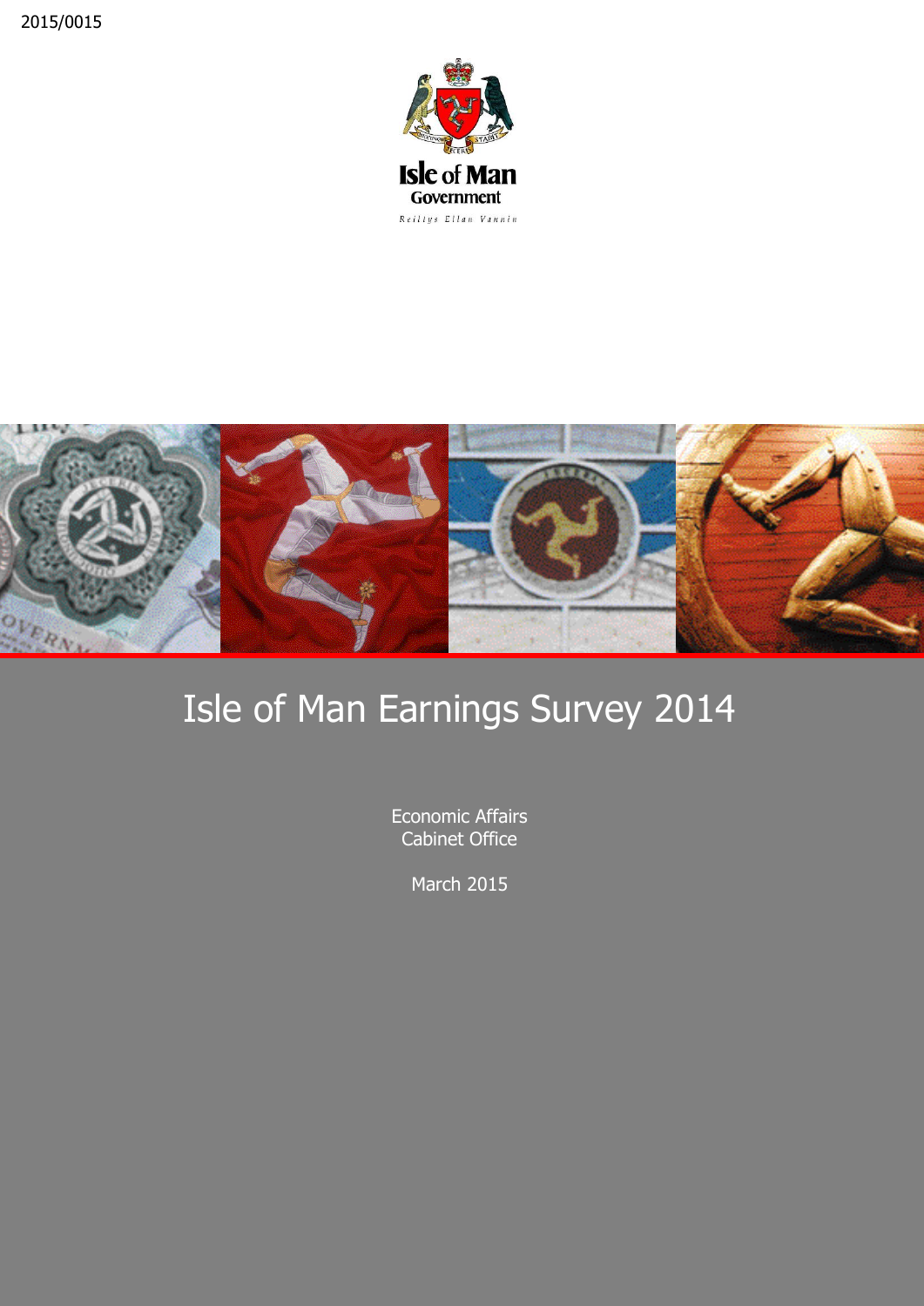2015/0015

Isle of Man Government

Reiltys Ellan Vannin

# Isle of Man Earnings Survey 2014

Economic Affairs
Cabinet Office

March 2015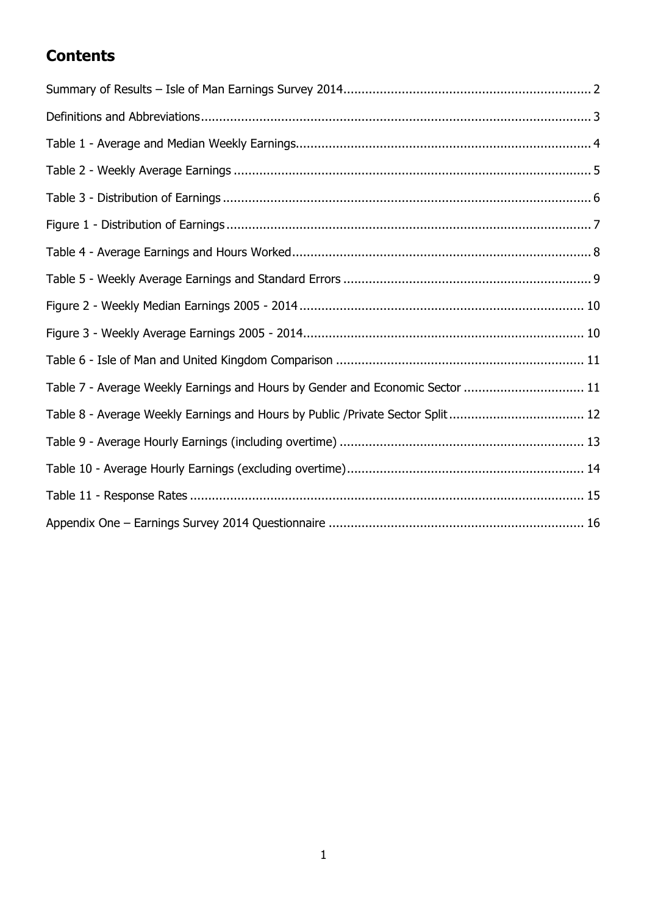## Contents

Summary of Results – Isle of Man Earnings Survey 2014 .......... 2

Definitions and Abbreviations .......... 3

Table 1 - Average and Median Weekly Earnings .......... 4

Table 2 - Weekly Average Earnings .......... 5

Table 3 - Distribution of Earnings .......... 6

Figure 1 - Distribution of Earnings .......... 7

Table 4 - Average Earnings and Hours Worked .......... 8

Table 5 - Weekly Average Earnings and Standard Errors .......... 9

Figure 2 - Weekly Median Earnings 2005 - 2014 .......... 10

Figure 3 - Weekly Average Earnings 2005 - 2014 .......... 10

Table 6 - Isle of Man and United Kingdom Comparison .......... 11

Table 7 - Average Weekly Earnings and Hours by Gender and Economic Sector .......... 11

Table 8 - Average Weekly Earnings and Hours by Public /Private Sector Split .......... 12

Table 9 - Average Hourly Earnings (including overtime) .......... 13

Table 10 - Average Hourly Earnings (excluding overtime) .......... 14

Table 11 - Response Rates .......... 15

Appendix One – Earnings Survey 2014 Questionnaire .......... 16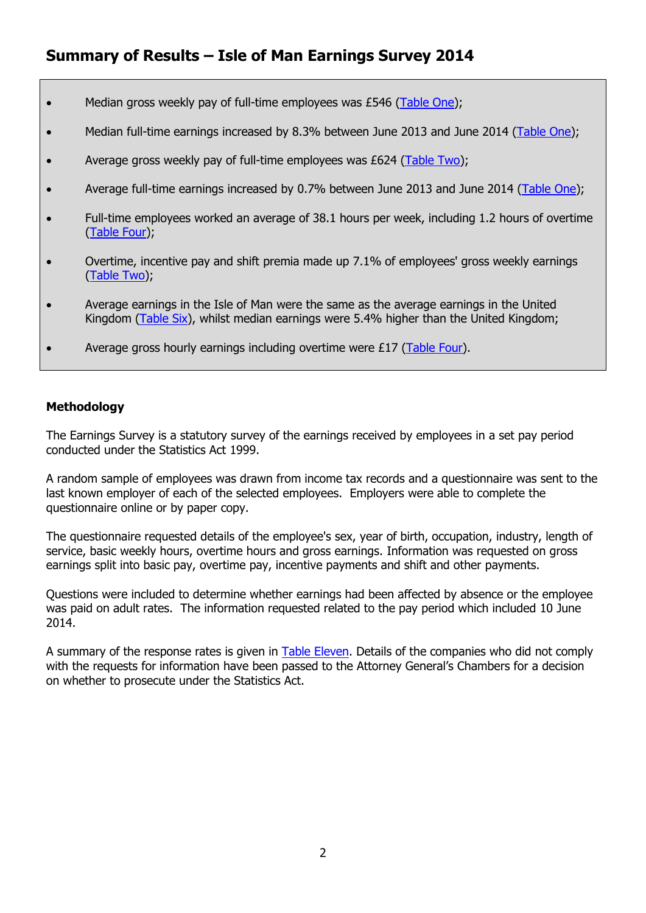## Summary of Results – Isle of Man Earnings Survey 2014

- Median gross weekly pay of full-time employees was £546 (Table One);
- Median full-time earnings increased by 8.3% between June 2013 and June 2014 (Table One);
- Average gross weekly pay of full-time employees was £624 (Table Two);
- Average full-time earnings increased by 0.7% between June 2013 and June 2014 (Table One);
- Full-time employees worked an average of 38.1 hours per week, including 1.2 hours of overtime (Table Four);
- Overtime, incentive pay and shift premia made up 7.1% of employees' gross weekly earnings (Table Two);
- Average earnings in the Isle of Man were the same as the average earnings in the United Kingdom (Table Six), whilst median earnings were 5.4% higher than the United Kingdom;
- Average gross hourly earnings including overtime were £17 (Table Four).

### Methodology

The Earnings Survey is a statutory survey of the earnings received by employees in a set pay period conducted under the Statistics Act 1999.

A random sample of employees was drawn from income tax records and a questionnaire was sent to the last known employer of each of the selected employees. Employers were able to complete the questionnaire online or by paper copy.

The questionnaire requested details of the employee's sex, year of birth, occupation, industry, length of service, basic weekly hours, overtime hours and gross earnings. Information was requested on gross earnings split into basic pay, overtime pay, incentive payments and shift and other payments.

Questions were included to determine whether earnings had been affected by absence or the employee was paid on adult rates. The information requested related to the pay period which included 10 June 2014.

A summary of the response rates is given in Table Eleven. Details of the companies who did not comply with the requests for information have been passed to the Attorney General's Chambers for a decision on whether to prosecute under the Statistics Act.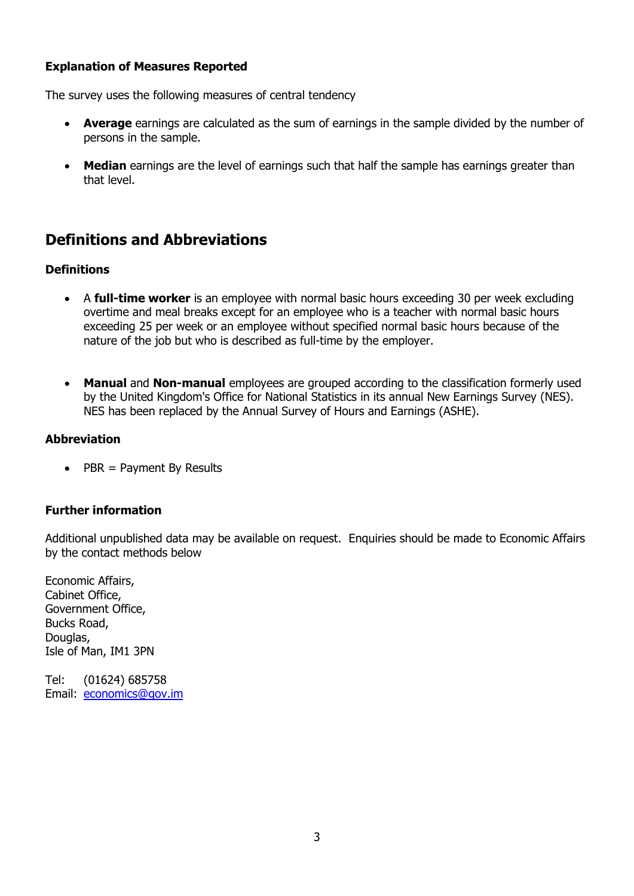**Explanation of Measures Reported**

The survey uses the following measures of central tendency

- **Average** earnings are calculated as the sum of earnings in the sample divided by the number of persons in the sample.

- **Median** earnings are the level of earnings such that half the sample has earnings greater than that level.

## Definitions and Abbreviations

**Definitions**

- A **full-time worker** is an employee with normal basic hours exceeding 30 per week excluding overtime and meal breaks except for an employee who is a teacher with normal basic hours exceeding 25 per week or an employee without specified normal basic hours because of the nature of the job but who is described as full-time by the employer.

- **Manual** and **Non-manual** employees are grouped according to the classification formerly used by the United Kingdom's Office for National Statistics in its annual New Earnings Survey (NES). NES has been replaced by the Annual Survey of Hours and Earnings (ASHE).

**Abbreviation**

- PBR = Payment By Results

**Further information**

Additional unpublished data may be available on request. Enquiries should be made to Economic Affairs by the contact methods below

Economic Affairs,
Cabinet Office,
Government Office,
Bucks Road,
Douglas,
Isle of Man, IM1 3PN

Tel: (01624) 685758
Email: economics@gov.im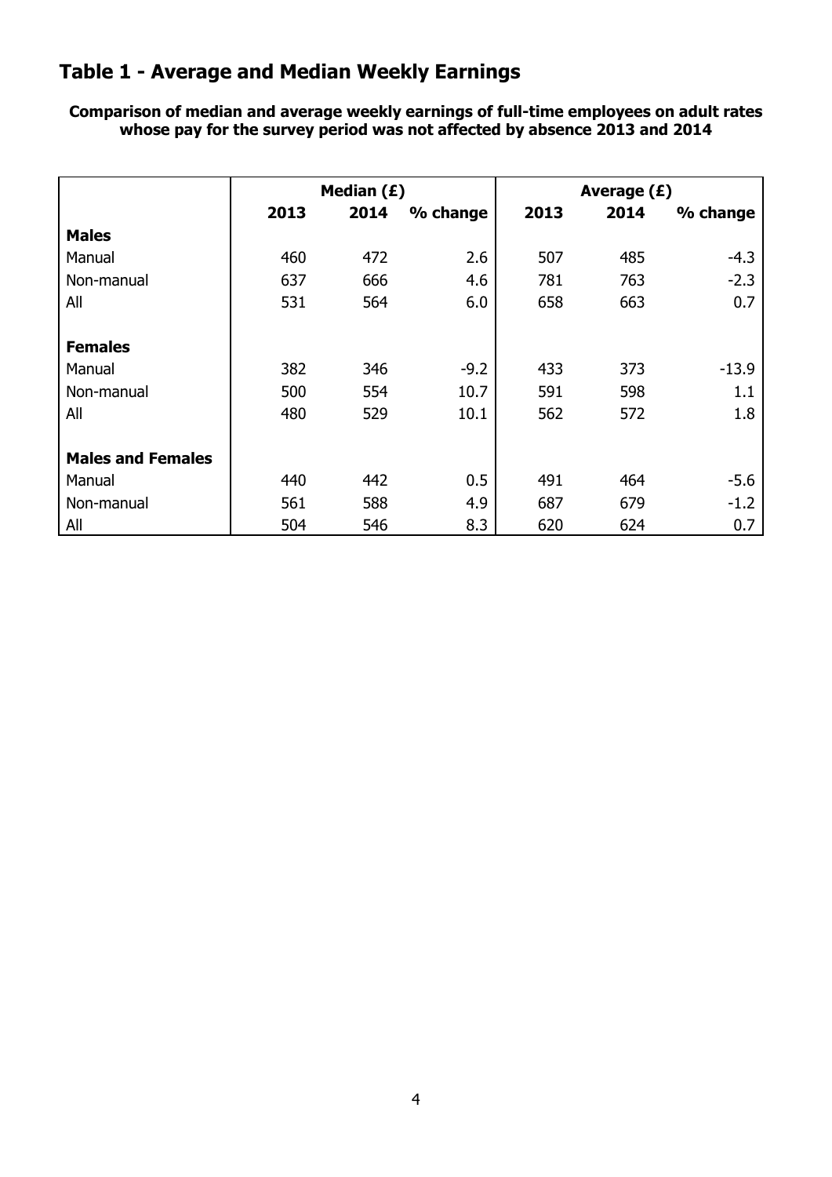## Table 1 - Average and Median Weekly Earnings

**Comparison of median and average weekly earnings of full-time employees on adult rates whose pay for the survey period was not affected by absence 2013 and 2014**

| | Median (£) | | | Average (£) | | |
|---|---|---|---|---|---|---|
| | 2013 | 2014 | % change | 2013 | 2014 | % change |
| **Males** | | | | | | |
| Manual | 460 | 472 | 2.6 | 507 | 485 | -4.3 |
| Non-manual | 637 | 666 | 4.6 | 781 | 763 | -2.3 |
| All | 531 | 564 | 6.0 | 658 | 663 | 0.7 |
| **Females** | | | | | | |
| Manual | 382 | 346 | -9.2 | 433 | 373 | -13.9 |
| Non-manual | 500 | 554 | 10.7 | 591 | 598 | 1.1 |
| All | 480 | 529 | 10.1 | 562 | 572 | 1.8 |
| **Males and Females** | | | | | | |
| Manual | 440 | 442 | 0.5 | 491 | 464 | -5.6 |
| Non-manual | 561 | 588 | 4.9 | 687 | 679 | -1.2 |
| All | 504 | 546 | 8.3 | 620 | 624 | 0.7 |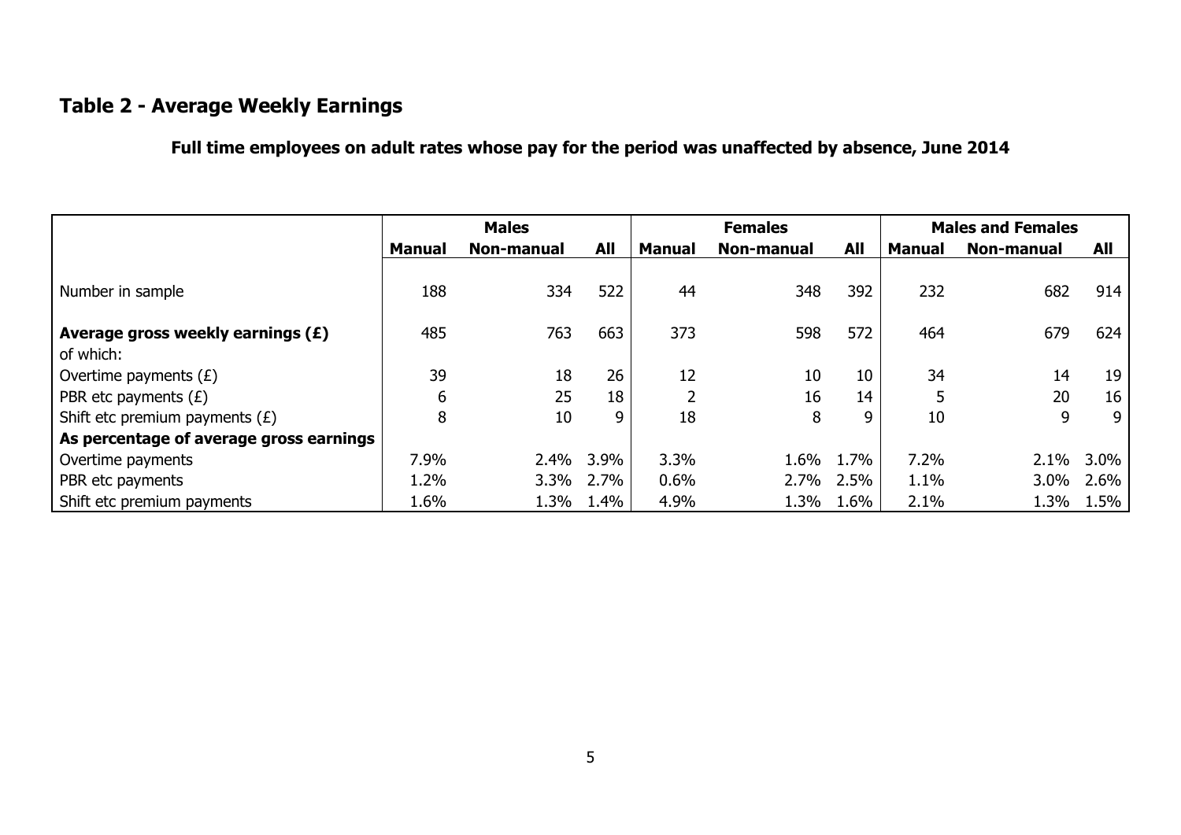## Table 2 - Average Weekly Earnings

**Full time employees on adult rates whose pay for the period was unaffected by absence, June 2014**

| | Males | | | Females | | | Males and Females | | |
|---|---|---|---|---|---|---|---|---|---|
| | **Manual** | **Non-manual** | **All** | **Manual** | **Non-manual** | **All** | **Manual** | **Non-manual** | **All** |
| Number in sample | 188 | 334 | 522 | 44 | 348 | 392 | 232 | 682 | 914 |
| **Average gross weekly earnings (£)** | 485 | 763 | 663 | 373 | 598 | 572 | 464 | 679 | 624 |
| of which: | | | | | | | | | |
| Overtime payments (£) | 39 | 18 | 26 | 12 | 10 | 10 | 34 | 14 | 19 |
| PBR etc payments (£) | 6 | 25 | 18 | 2 | 16 | 14 | 5 | 20 | 16 |
| Shift etc premium payments (£) | 8 | 10 | 9 | 18 | 8 | 9 | 10 | 9 | 9 |
| **As percentage of average gross earnings** | | | | | | | | | |
| Overtime payments | 7.9% | 2.4% | 3.9% | 3.3% | 1.6% | 1.7% | 7.2% | 2.1% | 3.0% |
| PBR etc payments | 1.2% | 3.3% | 2.7% | 0.6% | 2.7% | 2.5% | 1.1% | 3.0% | 2.6% |
| Shift etc premium payments | 1.6% | 1.3% | 1.4% | 4.9% | 1.3% | 1.6% | 2.1% | 1.3% | 1.5% |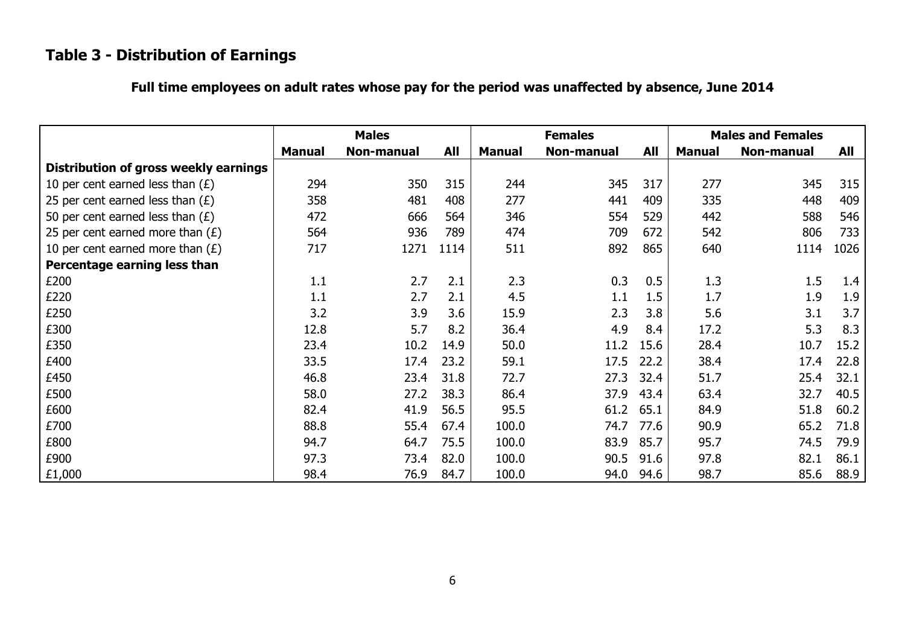## Table 3 - Distribution of Earnings

**Full time employees on adult rates whose pay for the period was unaffected by absence, June 2014**

| | Males | | | Females | | | Males and Females | | |
|---|---|---|---|---|---|---|---|---|---|
| | **Manual** | **Non-manual** | **All** | **Manual** | **Non-manual** | **All** | **Manual** | **Non-manual** | **All** |
| **Distribution of gross weekly earnings** | | | | | | | | | |
| 10 per cent earned less than (£) | 294 | 350 | 315 | 244 | 345 | 317 | 277 | 345 | 315 |
| 25 per cent earned less than (£) | 358 | 481 | 408 | 277 | 441 | 409 | 335 | 448 | 409 |
| 50 per cent earned less than (£) | 472 | 666 | 564 | 346 | 554 | 529 | 442 | 588 | 546 |
| 25 per cent earned more than (£) | 564 | 936 | 789 | 474 | 709 | 672 | 542 | 806 | 733 |
| 10 per cent earned more than (£) | 717 | 1271 | 1114 | 511 | 892 | 865 | 640 | 1114 | 1026 |
| **Percentage earning less than** | | | | | | | | | |
| £200 | 1.1 | 2.7 | 2.1 | 2.3 | 0.3 | 0.5 | 1.3 | 1.5 | 1.4 |
| £220 | 1.1 | 2.7 | 2.1 | 4.5 | 1.1 | 1.5 | 1.7 | 1.9 | 1.9 |
| £250 | 3.2 | 3.9 | 3.6 | 15.9 | 2.3 | 3.8 | 5.6 | 3.1 | 3.7 |
| £300 | 12.8 | 5.7 | 8.2 | 36.4 | 4.9 | 8.4 | 17.2 | 5.3 | 8.3 |
| £350 | 23.4 | 10.2 | 14.9 | 50.0 | 11.2 | 15.6 | 28.4 | 10.7 | 15.2 |
| £400 | 33.5 | 17.4 | 23.2 | 59.1 | 17.5 | 22.2 | 38.4 | 17.4 | 22.8 |
| £450 | 46.8 | 23.4 | 31.8 | 72.7 | 27.3 | 32.4 | 51.7 | 25.4 | 32.1 |
| £500 | 58.0 | 27.2 | 38.3 | 86.4 | 37.9 | 43.4 | 63.4 | 32.7 | 40.5 |
| £600 | 82.4 | 41.9 | 56.5 | 95.5 | 61.2 | 65.1 | 84.9 | 51.8 | 60.2 |
| £700 | 88.8 | 55.4 | 67.4 | 100.0 | 74.7 | 77.6 | 90.9 | 65.2 | 71.8 |
| £800 | 94.7 | 64.7 | 75.5 | 100.0 | 83.9 | 85.7 | 95.7 | 74.5 | 79.9 |
| £900 | 97.3 | 73.4 | 82.0 | 100.0 | 90.5 | 91.6 | 97.8 | 82.1 | 86.1 |
| £1,000 | 98.4 | 76.9 | 84.7 | 100.0 | 94.0 | 94.6 | 98.7 | 85.6 | 88.9 |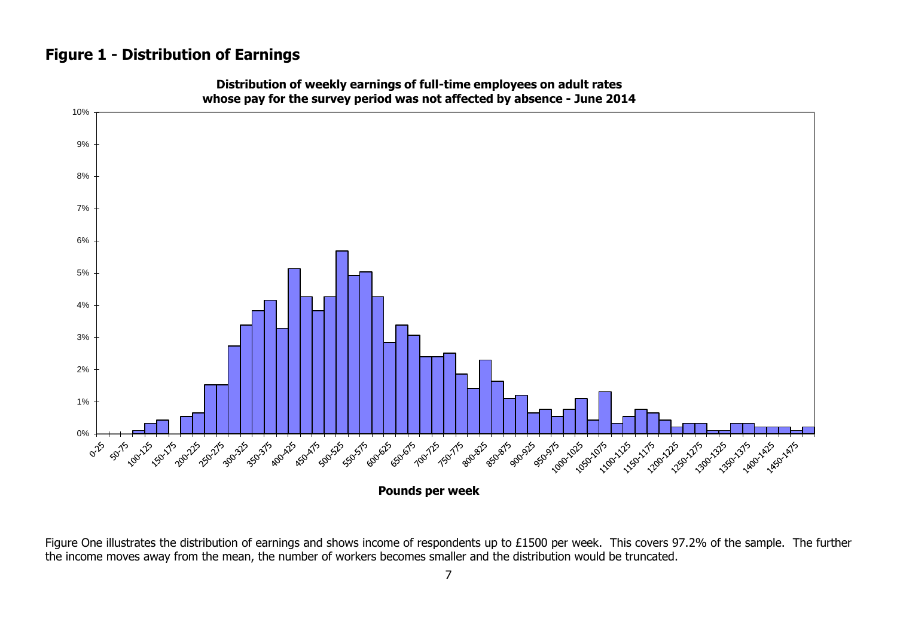## Figure 1 - Distribution of Earnings

**Distribution of weekly earnings of full-time employees on adult rates whose pay for the survey period was not affected by absence - June 2014**

**Pounds per week**

Figure One illustrates the distribution of earnings and shows income of respondents up to £1500 per week. This covers 97.2% of the sample. The further the income moves away from the mean, the number of workers becomes smaller and the distribution would be truncated.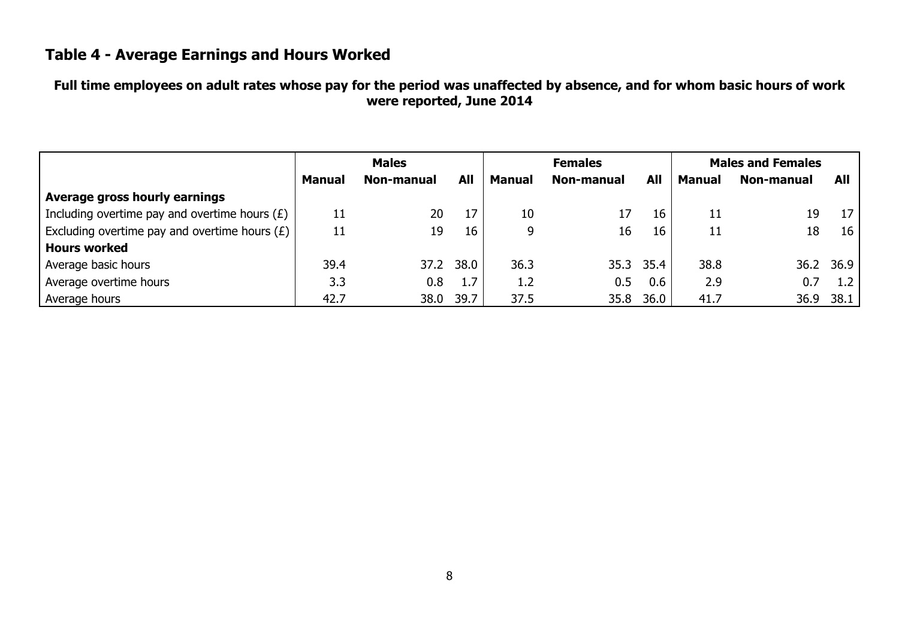## Table 4 - Average Earnings and Hours Worked

**Full time employees on adult rates whose pay for the period was unaffected by absence, and for whom basic hours of work were reported, June 2014**

| | Males | | | Females | | | Males and Females | | |
|---|---|---|---|---|---|---|---|---|---|
| | **Manual** | **Non-manual** | **All** | **Manual** | **Non-manual** | **All** | **Manual** | **Non-manual** | **All** |
| **Average gross hourly earnings** | | | | | | | | | |
| Including overtime pay and overtime hours (£) | 11 | 20 | 17 | 10 | 17 | 16 | 11 | 19 | 17 |
| Excluding overtime pay and overtime hours (£) | 11 | 19 | 16 | 9 | 16 | 16 | 11 | 18 | 16 |
| **Hours worked** | | | | | | | | | |
| Average basic hours | 39.4 | 37.2 | 38.0 | 36.3 | 35.3 | 35.4 | 38.8 | 36.2 | 36.9 |
| Average overtime hours | 3.3 | 0.8 | 1.7 | 1.2 | 0.5 | 0.6 | 2.9 | 0.7 | 1.2 |
| Average hours | 42.7 | 38.0 | 39.7 | 37.5 | 35.8 | 36.0 | 41.7 | 36.9 | 38.1 |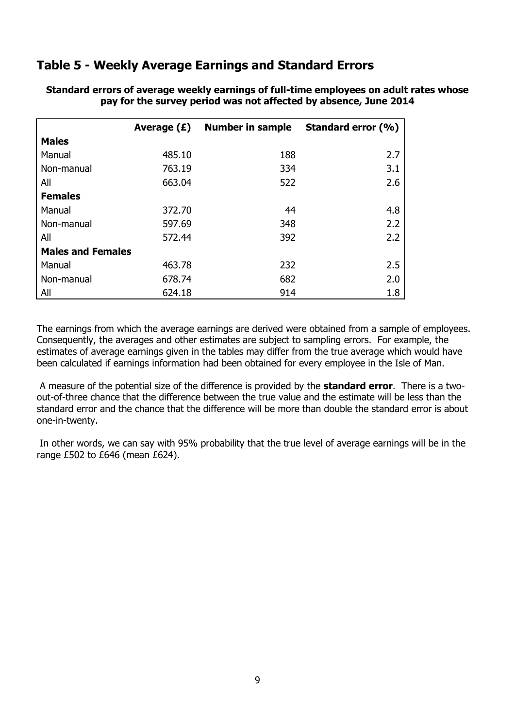## Table 5 - Weekly Average Earnings and Standard Errors

**Standard errors of average weekly earnings of full-time employees on adult rates whose pay for the survey period was not affected by absence, June 2014**

| | Average (£) | Number in sample | Standard error (%) |
|---|---|---|---|
| **Males** | | | |
| Manual | 485.10 | 188 | 2.7 |
| Non-manual | 763.19 | 334 | 3.1 |
| All | 663.04 | 522 | 2.6 |
| **Females** | | | |
| Manual | 372.70 | 44 | 4.8 |
| Non-manual | 597.69 | 348 | 2.2 |
| All | 572.44 | 392 | 2.2 |
| **Males and Females** | | | |
| Manual | 463.78 | 232 | 2.5 |
| Non-manual | 678.74 | 682 | 2.0 |
| All | 624.18 | 914 | 1.8 |

The earnings from which the average earnings are derived were obtained from a sample of employees. Consequently, the averages and other estimates are subject to sampling errors. For example, the estimates of average earnings given in the tables may differ from the true average which would have been calculated if earnings information had been obtained for every employee in the Isle of Man.

A measure of the potential size of the difference is provided by the **standard error**. There is a two-out-of-three chance that the difference between the true value and the estimate will be less than the standard error and the chance that the difference will be more than double the standard error is about one-in-twenty.

In other words, we can say with 95% probability that the true level of average earnings will be in the range £502 to £646 (mean £624).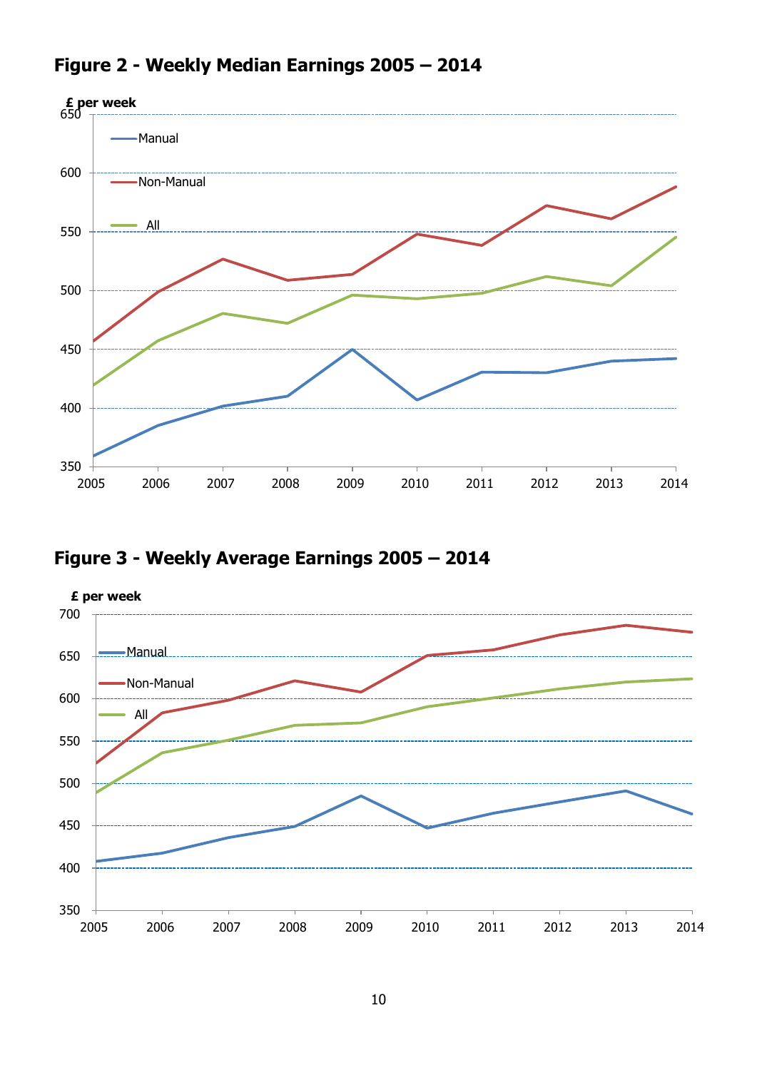## Figure 2 - Weekly Median Earnings 2005 – 2014

## Figure 3 - Weekly Average Earnings 2005 – 2014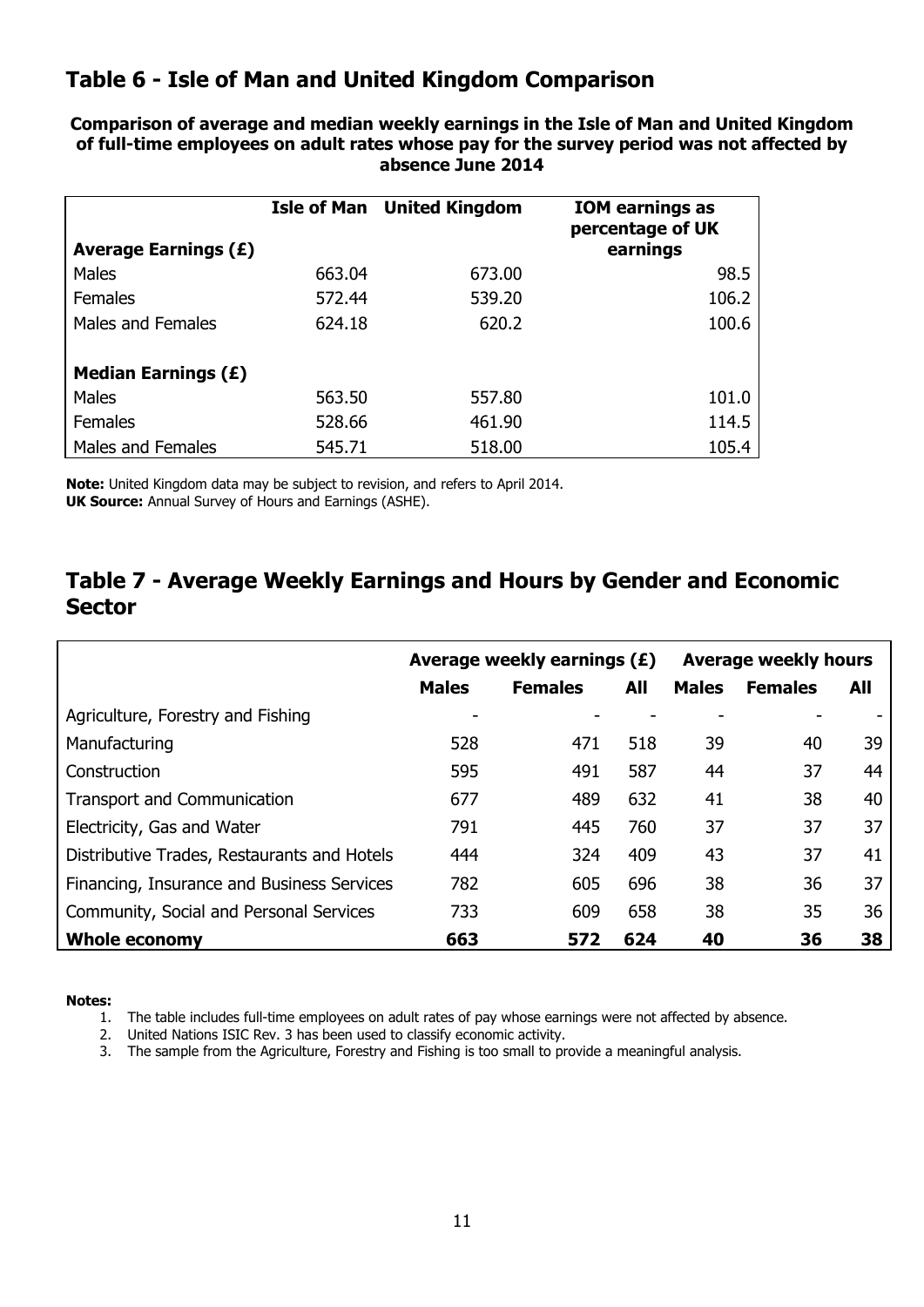## Table 6 - Isle of Man and United Kingdom Comparison

**Comparison of average and median weekly earnings in the Isle of Man and United Kingdom of full-time employees on adult rates whose pay for the survey period was not affected by absence June 2014**

| | Isle of Man | United Kingdom | IOM earnings as percentage of UK earnings |
|---|---|---|---|
| **Average Earnings (£)** | | | |
| Males | 663.04 | 673.00 | 98.5 |
| Females | 572.44 | 539.20 | 106.2 |
| Males and Females | 624.18 | 620.2 | 100.6 |
| **Median Earnings (£)** | | | |
| Males | 563.50 | 557.80 | 101.0 |
| Females | 528.66 | 461.90 | 114.5 |
| Males and Females | 545.71 | 518.00 | 105.4 |

**Note:** United Kingdom data may be subject to revision, and refers to April 2014.
**UK Source:** Annual Survey of Hours and Earnings (ASHE).

## Table 7 - Average Weekly Earnings and Hours by Gender and Economic Sector

| | Average weekly earnings (£) | | | Average weekly hours | | |
|---|---|---|---|---|---|---|
| | **Males** | **Females** | **All** | **Males** | **Females** | **All** |
| Agriculture, Forestry and Fishing | - | - | - | - | - | - |
| Manufacturing | 528 | 471 | 518 | 39 | 40 | 39 |
| Construction | 595 | 491 | 587 | 44 | 37 | 44 |
| Transport and Communication | 677 | 489 | 632 | 41 | 38 | 40 |
| Electricity, Gas and Water | 791 | 445 | 760 | 37 | 37 | 37 |
| Distributive Trades, Restaurants and Hotels | 444 | 324 | 409 | 43 | 37 | 41 |
| Financing, Insurance and Business Services | 782 | 605 | 696 | 38 | 36 | 37 |
| Community, Social and Personal Services | 733 | 609 | 658 | 38 | 35 | 36 |
| **Whole economy** | **663** | **572** | **624** | **40** | **36** | **38** |

**Notes:**

1. The table includes full-time employees on adult rates of pay whose earnings were not affected by absence.
2. United Nations ISIC Rev. 3 has been used to classify economic activity.
3. The sample from the Agriculture, Forestry and Fishing is too small to provide a meaningful analysis.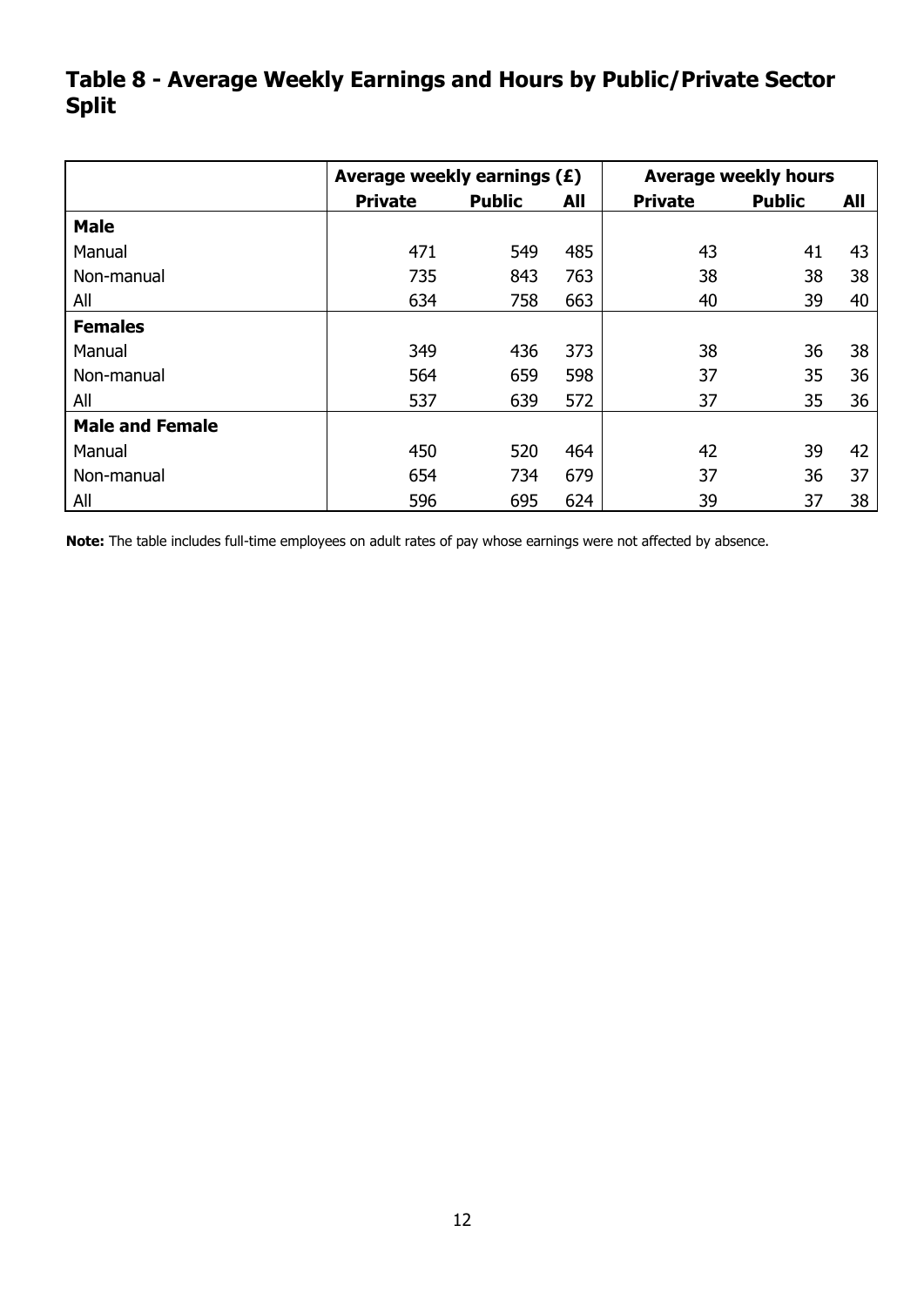## Table 8 - Average Weekly Earnings and Hours by Public/Private Sector Split

| | Average weekly earnings (£) | | | Average weekly hours | | |
|---|---|---|---|---|---|---|
| | **Private** | **Public** | **All** | **Private** | **Public** | **All** |
| **Male** | | | | | | |
| Manual | 471 | 549 | 485 | 43 | 41 | 43 |
| Non-manual | 735 | 843 | 763 | 38 | 38 | 38 |
| All | 634 | 758 | 663 | 40 | 39 | 40 |
| **Females** | | | | | | |
| Manual | 349 | 436 | 373 | 38 | 36 | 38 |
| Non-manual | 564 | 659 | 598 | 37 | 35 | 36 |
| All | 537 | 639 | 572 | 37 | 35 | 36 |
| **Male and Female** | | | | | | |
| Manual | 450 | 520 | 464 | 42 | 39 | 42 |
| Non-manual | 654 | 734 | 679 | 37 | 36 | 37 |
| All | 596 | 695 | 624 | 39 | 37 | 38 |

**Note:** The table includes full-time employees on adult rates of pay whose earnings were not affected by absence.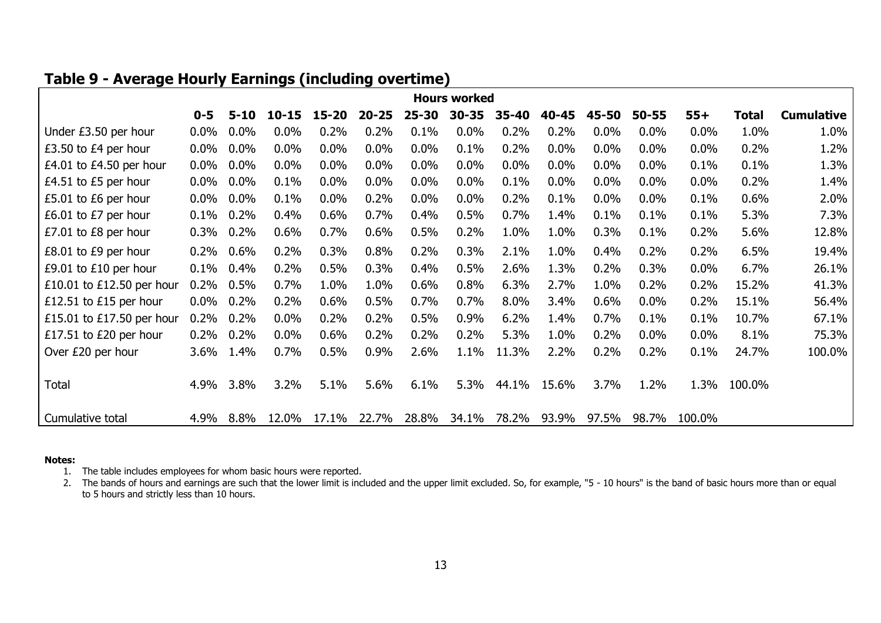## Table 9 - Average Hourly Earnings (including overtime)

| | Hours worked | | | | | | | | | | | | | |
|---|---|---|---|---|---|---|---|---|---|---|---|---|---|---|
| | 0-5 | 5-10 | 10-15 | 15-20 | 20-25 | 25-30 | 30-35 | 35-40 | 40-45 | 45-50 | 50-55 | 55+ | Total | Cumulative |
| Under £3.50 per hour | 0.0% | 0.0% | 0.0% | 0.2% | 0.2% | 0.1% | 0.0% | 0.2% | 0.2% | 0.0% | 0.0% | 0.0% | 1.0% | 1.0% |
| £3.50 to £4 per hour | 0.0% | 0.0% | 0.0% | 0.0% | 0.0% | 0.0% | 0.1% | 0.2% | 0.0% | 0.0% | 0.0% | 0.0% | 0.2% | 1.2% |
| £4.01 to £4.50 per hour | 0.0% | 0.0% | 0.0% | 0.0% | 0.0% | 0.0% | 0.0% | 0.0% | 0.0% | 0.0% | 0.0% | 0.1% | 0.1% | 1.3% |
| £4.51 to £5 per hour | 0.0% | 0.0% | 0.1% | 0.0% | 0.0% | 0.0% | 0.0% | 0.1% | 0.0% | 0.0% | 0.0% | 0.0% | 0.2% | 1.4% |
| £5.01 to £6 per hour | 0.0% | 0.0% | 0.1% | 0.0% | 0.2% | 0.0% | 0.0% | 0.2% | 0.1% | 0.0% | 0.0% | 0.1% | 0.6% | 2.0% |
| £6.01 to £7 per hour | 0.1% | 0.2% | 0.4% | 0.6% | 0.7% | 0.4% | 0.5% | 0.7% | 1.4% | 0.1% | 0.1% | 0.1% | 5.3% | 7.3% |
| £7.01 to £8 per hour | 0.3% | 0.2% | 0.6% | 0.7% | 0.6% | 0.5% | 0.2% | 1.0% | 1.0% | 0.3% | 0.1% | 0.2% | 5.6% | 12.8% |
| £8.01 to £9 per hour | 0.2% | 0.6% | 0.2% | 0.3% | 0.8% | 0.2% | 0.3% | 2.1% | 1.0% | 0.4% | 0.2% | 0.2% | 6.5% | 19.4% |
| £9.01 to £10 per hour | 0.1% | 0.4% | 0.2% | 0.5% | 0.3% | 0.4% | 0.5% | 2.6% | 1.3% | 0.2% | 0.3% | 0.0% | 6.7% | 26.1% |
| £10.01 to £12.50 per hour | 0.2% | 0.5% | 0.7% | 1.0% | 1.0% | 0.6% | 0.8% | 6.3% | 2.7% | 1.0% | 0.2% | 0.2% | 15.2% | 41.3% |
| £12.51 to £15 per hour | 0.0% | 0.2% | 0.2% | 0.6% | 0.5% | 0.7% | 0.7% | 8.0% | 3.4% | 0.6% | 0.0% | 0.2% | 15.1% | 56.4% |
| £15.01 to £17.50 per hour | 0.2% | 0.2% | 0.0% | 0.2% | 0.2% | 0.5% | 0.9% | 6.2% | 1.4% | 0.7% | 0.1% | 0.1% | 10.7% | 67.1% |
| £17.51 to £20 per hour | 0.2% | 0.2% | 0.0% | 0.6% | 0.2% | 0.2% | 0.2% | 5.3% | 1.0% | 0.2% | 0.0% | 0.0% | 8.1% | 75.3% |
| Over £20 per hour | 3.6% | 1.4% | 0.7% | 0.5% | 0.9% | 2.6% | 1.1% | 11.3% | 2.2% | 0.2% | 0.2% | 0.1% | 24.7% | 100.0% |
| Total | 4.9% | 3.8% | 3.2% | 5.1% | 5.6% | 6.1% | 5.3% | 44.1% | 15.6% | 3.7% | 1.2% | 1.3% | 100.0% | |
| Cumulative total | 4.9% | 8.8% | 12.0% | 17.1% | 22.7% | 28.8% | 34.1% | 78.2% | 93.9% | 97.5% | 98.7% | 100.0% | | |

**Notes:**

1. The table includes employees for whom basic hours were reported.
2. The bands of hours and earnings are such that the lower limit is included and the upper limit excluded. So, for example, "5 - 10 hours" is the band of basic hours more than or equal to 5 hours and strictly less than 10 hours.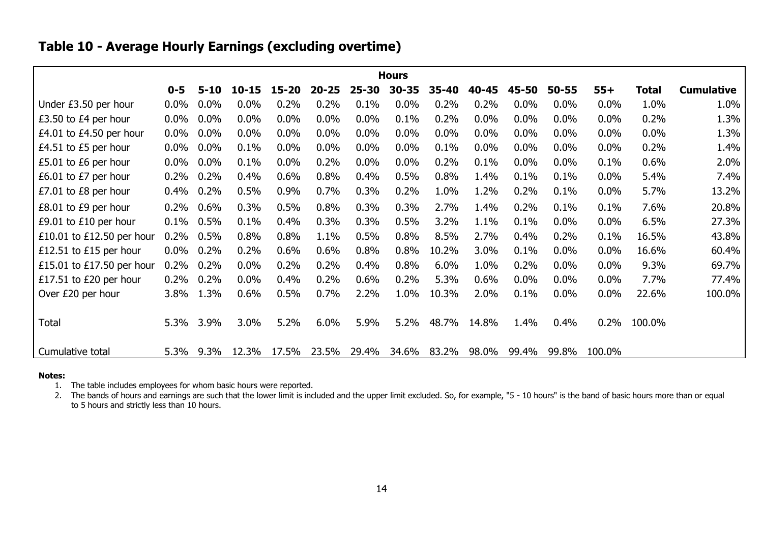## Table 10 - Average Hourly Earnings (excluding overtime)

| | Hours | | | | | | | | | | | | | |
|---|---|---|---|---|---|---|---|---|---|---|---|---|---|---|
| | **0-5** | **5-10** | **10-15** | **15-20** | **20-25** | **25-30** | **30-35** | **35-40** | **40-45** | **45-50** | **50-55** | **55+** | **Total** | **Cumulative** |
| Under £3.50 per hour | 0.0% | 0.0% | 0.0% | 0.2% | 0.2% | 0.1% | 0.0% | 0.2% | 0.2% | 0.0% | 0.0% | 0.0% | 1.0% | 1.0% |
| £3.50 to £4 per hour | 0.0% | 0.0% | 0.0% | 0.0% | 0.0% | 0.0% | 0.1% | 0.2% | 0.0% | 0.0% | 0.0% | 0.0% | 0.2% | 1.3% |
| £4.01 to £4.50 per hour | 0.0% | 0.0% | 0.0% | 0.0% | 0.0% | 0.0% | 0.0% | 0.0% | 0.0% | 0.0% | 0.0% | 0.0% | 0.0% | 1.3% |
| £4.51 to £5 per hour | 0.0% | 0.0% | 0.1% | 0.0% | 0.0% | 0.0% | 0.0% | 0.1% | 0.0% | 0.0% | 0.0% | 0.0% | 0.2% | 1.4% |
| £5.01 to £6 per hour | 0.0% | 0.0% | 0.1% | 0.0% | 0.2% | 0.0% | 0.0% | 0.2% | 0.1% | 0.0% | 0.0% | 0.1% | 0.6% | 2.0% |
| £6.01 to £7 per hour | 0.2% | 0.2% | 0.4% | 0.6% | 0.8% | 0.4% | 0.5% | 0.8% | 1.4% | 0.1% | 0.1% | 0.0% | 5.4% | 7.4% |
| £7.01 to £8 per hour | 0.4% | 0.2% | 0.5% | 0.9% | 0.7% | 0.3% | 0.2% | 1.0% | 1.2% | 0.2% | 0.1% | 0.0% | 5.7% | 13.2% |
| £8.01 to £9 per hour | 0.2% | 0.6% | 0.3% | 0.5% | 0.8% | 0.3% | 0.3% | 2.7% | 1.4% | 0.2% | 0.1% | 0.1% | 7.6% | 20.8% |
| £9.01 to £10 per hour | 0.1% | 0.5% | 0.1% | 0.4% | 0.3% | 0.3% | 0.5% | 3.2% | 1.1% | 0.1% | 0.0% | 0.0% | 6.5% | 27.3% |
| £10.01 to £12.50 per hour | 0.2% | 0.5% | 0.8% | 0.8% | 1.1% | 0.5% | 0.8% | 8.5% | 2.7% | 0.4% | 0.2% | 0.1% | 16.5% | 43.8% |
| £12.51 to £15 per hour | 0.0% | 0.2% | 0.2% | 0.6% | 0.6% | 0.8% | 0.8% | 10.2% | 3.0% | 0.1% | 0.0% | 0.0% | 16.6% | 60.4% |
| £15.01 to £17.50 per hour | 0.2% | 0.2% | 0.0% | 0.2% | 0.2% | 0.4% | 0.8% | 6.0% | 1.0% | 0.2% | 0.0% | 0.0% | 9.3% | 69.7% |
| £17.51 to £20 per hour | 0.2% | 0.2% | 0.0% | 0.4% | 0.2% | 0.6% | 0.2% | 5.3% | 0.6% | 0.0% | 0.0% | 0.0% | 7.7% | 77.4% |
| Over £20 per hour | 3.8% | 1.3% | 0.6% | 0.5% | 0.7% | 2.2% | 1.0% | 10.3% | 2.0% | 0.1% | 0.0% | 0.0% | 22.6% | 100.0% |
| Total | 5.3% | 3.9% | 3.0% | 5.2% | 6.0% | 5.9% | 5.2% | 48.7% | 14.8% | 1.4% | 0.4% | 0.2% | 100.0% | |
| Cumulative total | 5.3% | 9.3% | 12.3% | 17.5% | 23.5% | 29.4% | 34.6% | 83.2% | 98.0% | 99.4% | 99.8% | 100.0% | | |

**Notes:**

1. The table includes employees for whom basic hours were reported.
2. The bands of hours and earnings are such that the lower limit is included and the upper limit excluded. So, for example, "5 - 10 hours" is the band of basic hours more than or equal to 5 hours and strictly less than 10 hours.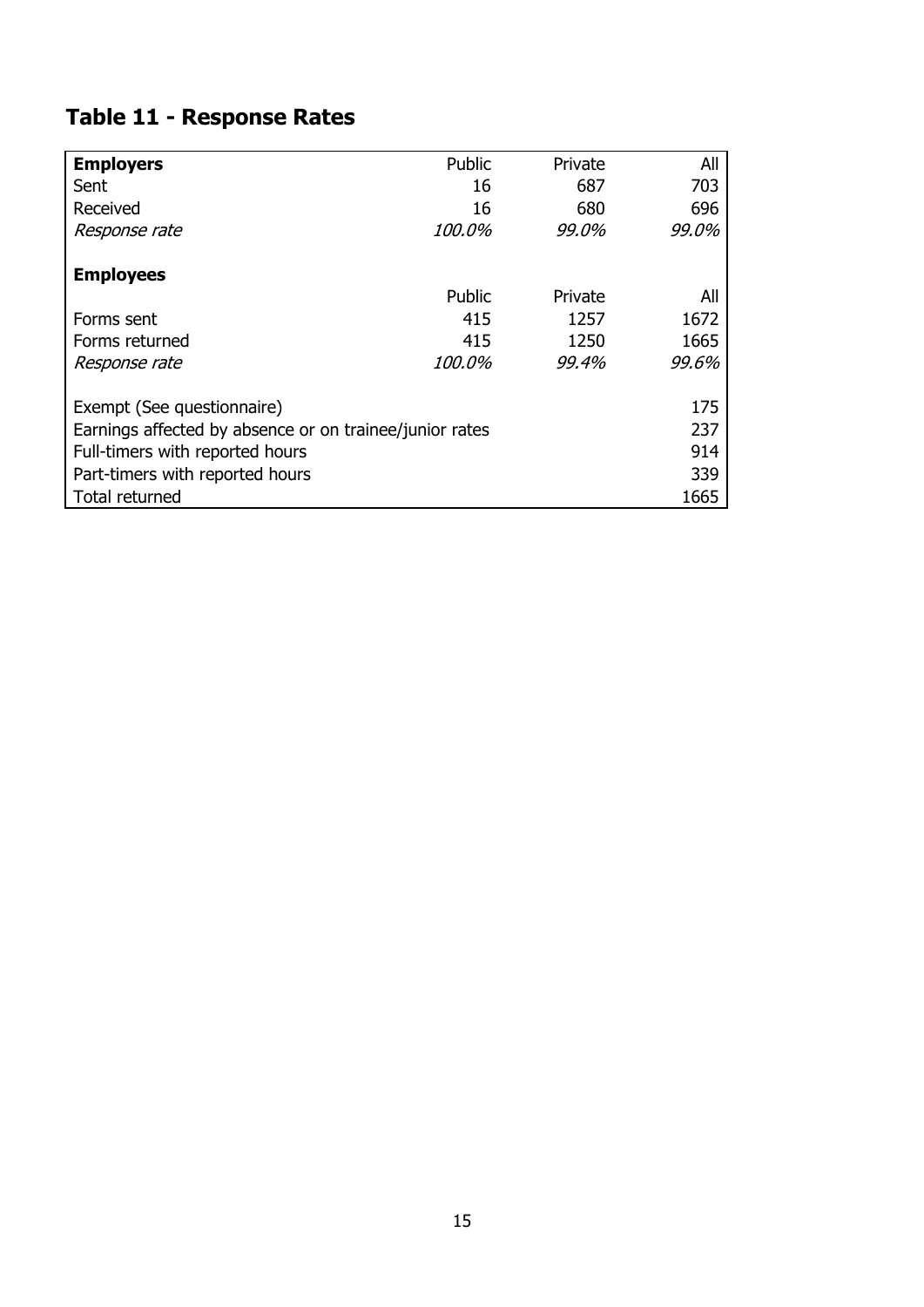## Table 11 - Response Rates

| **Employers** | Public | Private | All |
|---|---|---|---|
| Sent | 16 | 687 | 703 |
| Received | 16 | 680 | 696 |
| *Response rate* | *100.0%* | *99.0%* | *99.0%* |
| | | | |
| **Employees** | | | |
| | Public | Private | All |
| Forms sent | 415 | 1257 | 1672 |
| Forms returned | 415 | 1250 | 1665 |
| *Response rate* | *100.0%* | *99.4%* | *99.6%* |
| | | | |
| Exempt (See questionnaire) | | | 175 |
| Earnings affected by absence or on trainee/junior rates | | | 237 |
| Full-timers with reported hours | | | 914 |
| Part-timers with reported hours | | | 339 |
| Total returned | | | 1665 |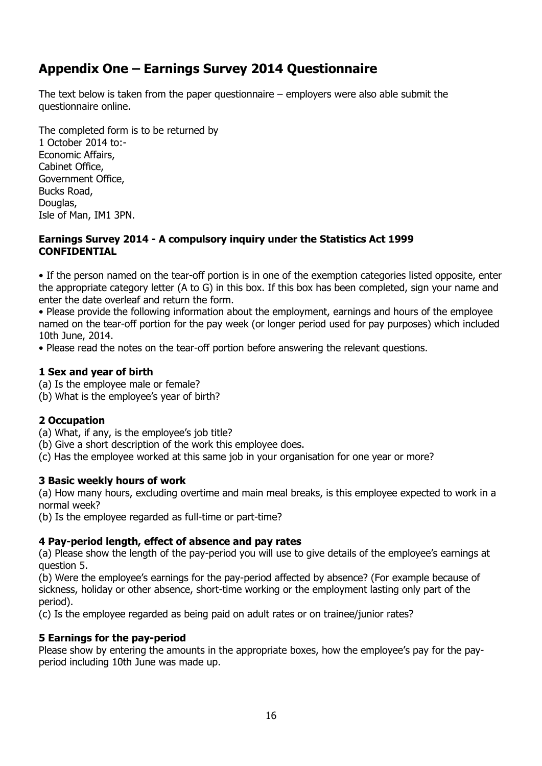# Appendix One – Earnings Survey 2014 Questionnaire

The text below is taken from the paper questionnaire – employers were also able submit the questionnaire online.

The completed form is to be returned by
1 October 2014 to:-
Economic Affairs,
Cabinet Office,
Government Office,
Bucks Road,
Douglas,
Isle of Man, IM1 3PN.

**Earnings Survey 2014 - A compulsory inquiry under the Statistics Act 1999**
**CONFIDENTIAL**

- If the person named on the tear-off portion is in one of the exemption categories listed opposite, enter the appropriate category letter (A to G) in this box. If this box has been completed, sign your name and enter the date overleaf and return the form.
- Please provide the following information about the employment, earnings and hours of the employee named on the tear-off portion for the pay week (or longer period used for pay purposes) which included 10th June, 2014.
- Please read the notes on the tear-off portion before answering the relevant questions.

**1 Sex and year of birth**

(a) Is the employee male or female?
(b) What is the employee's year of birth?

**2 Occupation**

(a) What, if any, is the employee's job title?
(b) Give a short description of the work this employee does.
(c) Has the employee worked at this same job in your organisation for one year or more?

**3 Basic weekly hours of work**

(a) How many hours, excluding overtime and main meal breaks, is this employee expected to work in a normal week?
(b) Is the employee regarded as full-time or part-time?

**4 Pay-period length, effect of absence and pay rates**

(a) Please show the length of the pay-period you will use to give details of the employee's earnings at question 5.
(b) Were the employee's earnings for the pay-period affected by absence? (For example because of sickness, holiday or other absence, short-time working or the employment lasting only part of the period).
(c) Is the employee regarded as being paid on adult rates or on trainee/junior rates?

**5 Earnings for the pay-period**

Please show by entering the amounts in the appropriate boxes, how the employee's pay for the pay-period including 10th June was made up.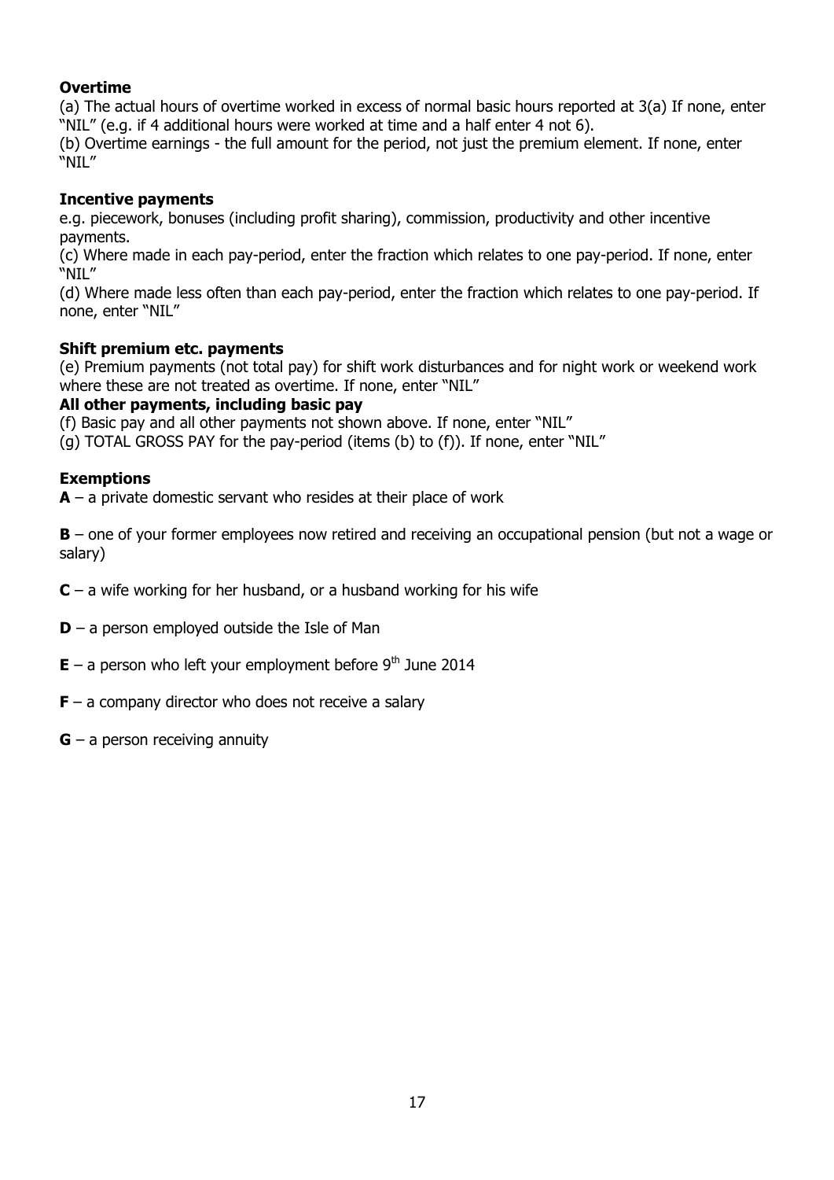**Overtime**

(a) The actual hours of overtime worked in excess of normal basic hours reported at 3(a) If none, enter "NIL" (e.g. if 4 additional hours were worked at time and a half enter 4 not 6).

(b) Overtime earnings - the full amount for the period, not just the premium element. If none, enter "NIL"

**Incentive payments**

e.g. piecework, bonuses (including profit sharing), commission, productivity and other incentive payments.

(c) Where made in each pay-period, enter the fraction which relates to one pay-period. If none, enter "NIL"

(d) Where made less often than each pay-period, enter the fraction which relates to one pay-period. If none, enter "NIL"

**Shift premium etc. payments**

(e) Premium payments (not total pay) for shift work disturbances and for night work or weekend work where these are not treated as overtime. If none, enter "NIL"

**All other payments, including basic pay**

(f) Basic pay and all other payments not shown above. If none, enter "NIL"

(g) TOTAL GROSS PAY for the pay-period (items (b) to (f)). If none, enter "NIL"

**Exemptions**

**A** – a private domestic servant who resides at their place of work

**B** – one of your former employees now retired and receiving an occupational pension (but not a wage or salary)

**C** – a wife working for her husband, or a husband working for his wife

**D** – a person employed outside the Isle of Man

**E** – a person who left your employment before 9th June 2014

**F** – a company director who does not receive a salary

**G** – a person receiving annuity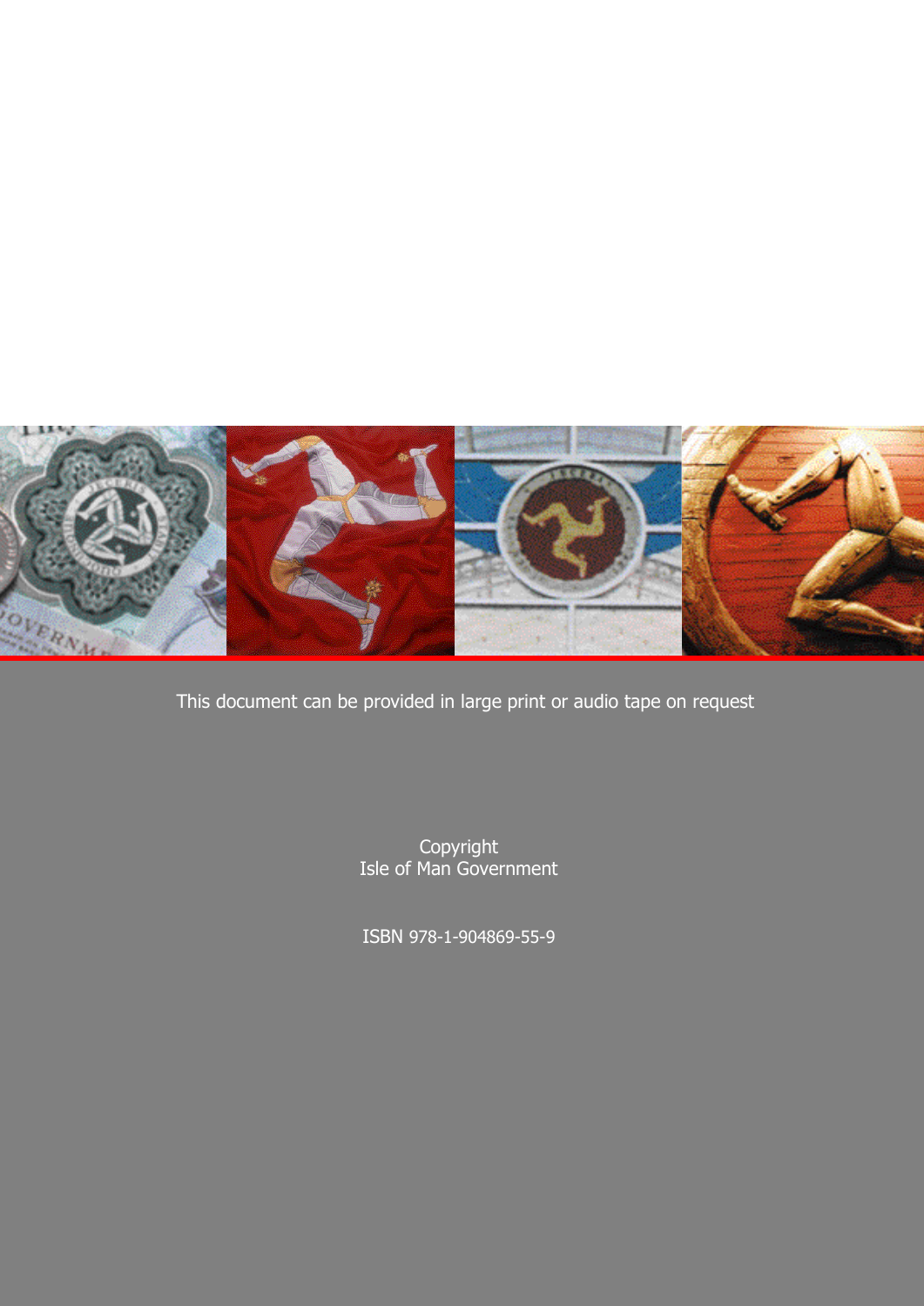This document can be provided in large print or audio tape on request

Copyright
Isle of Man Government

ISBN 978-1-904869-55-9